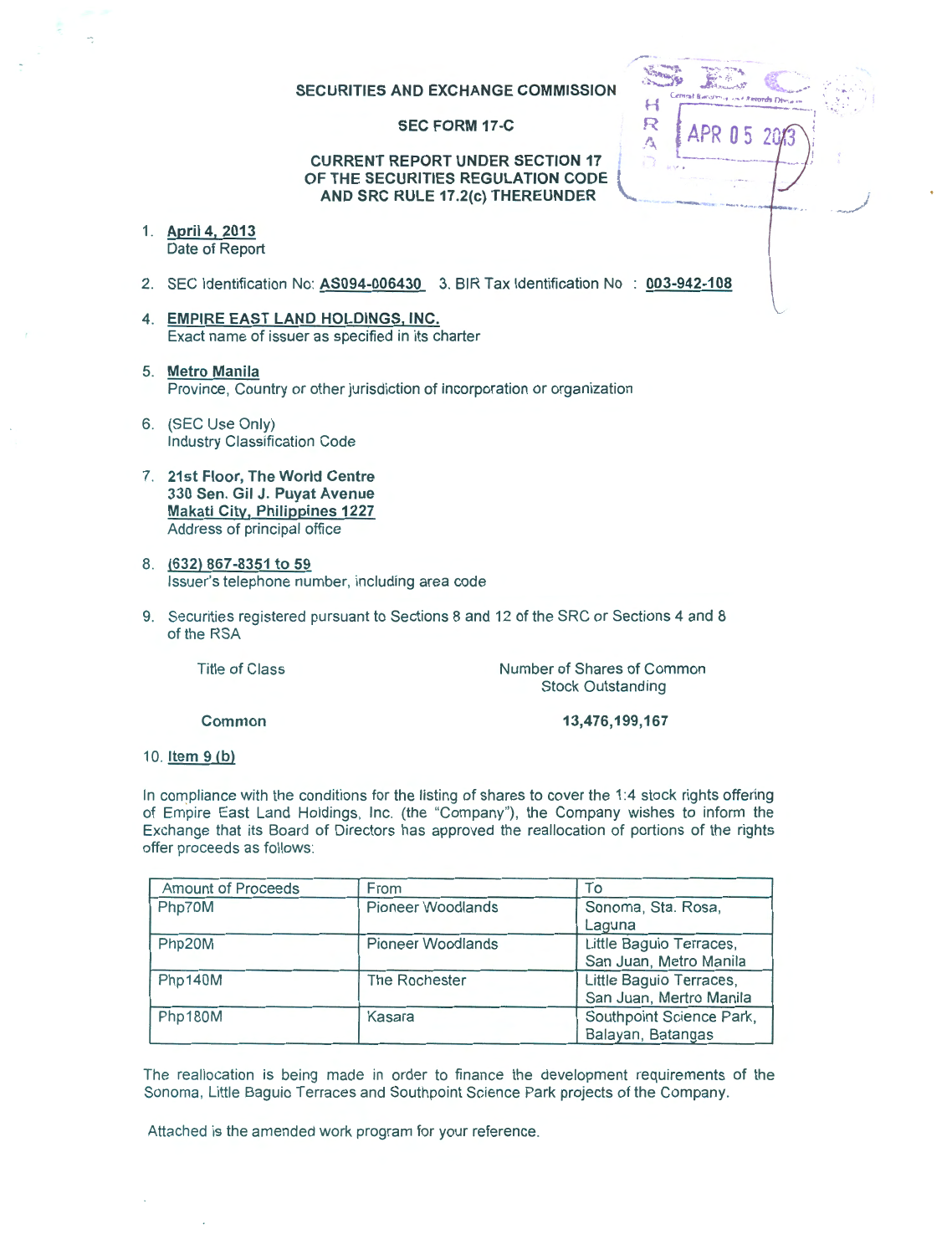SECURITIES AND EXCHANGE COMMISSION

SEC FORM 17-C

CURRENT REPORT UNDER SECTION 17
OF THE SECURITIES REGULATION CODE
AND SRC RULE 17.2(c) THEREUNDER

1. **April 4, 2013**
   Date of Report

2. SEC Identification No: **AS094-006430** 3. BIR Tax Identification No : **003-942-108**

4. **EMPIRE EAST LAND HOLDINGS, INC.**
   Exact name of issuer as specified in its charter

5. **Metro Manila**
   Province, Country or other jurisdiction of incorporation or organization

6. (SEC Use Only)
   Industry Classification Code

7. **21st Floor, The World Centre**
   **330 Sen. Gil J. Puyat Avenue**
   **Makati City, Philippines 1227**
   Address of principal office

8. **(632) 867-8351 to 59**
   Issuer's telephone number, including area code

9. Securities registered pursuant to Sections 8 and 12 of the SRC or Sections 4 and 8 of the RSA

| Title of Class | Number of Shares of Common Stock Outstanding |
|---|---|
| **Common** | **13,476,199,167** |

10. **Item 9 (b)**

In compliance with the conditions for the listing of shares to cover the 1:4 stock rights offering of Empire East Land Holdings, Inc. (the "Company"), the Company wishes to inform the Exchange that its Board of Directors has approved the reallocation of portions of the rights offer proceeds as follows:

| Amount of Proceeds | From | To |
|---|---|---|
| Php70M | Pioneer Woodlands | Sonoma, Sta. Rosa, Laguna |
| Php20M | Pioneer Woodlands | Little Baguio Terraces, San Juan, Metro Manila |
| Php140M | The Rochester | Little Baguio Terraces, San Juan, Mertro Manila |
| Php180M | Kasara | Southpoint Science Park, Balayan, Batangas |

The reallocation is being made in order to finance the development requirements of the Sonoma, Little Baguio Terraces and Southpoint Science Park projects of the Company.

Attached is the amended work program for your reference.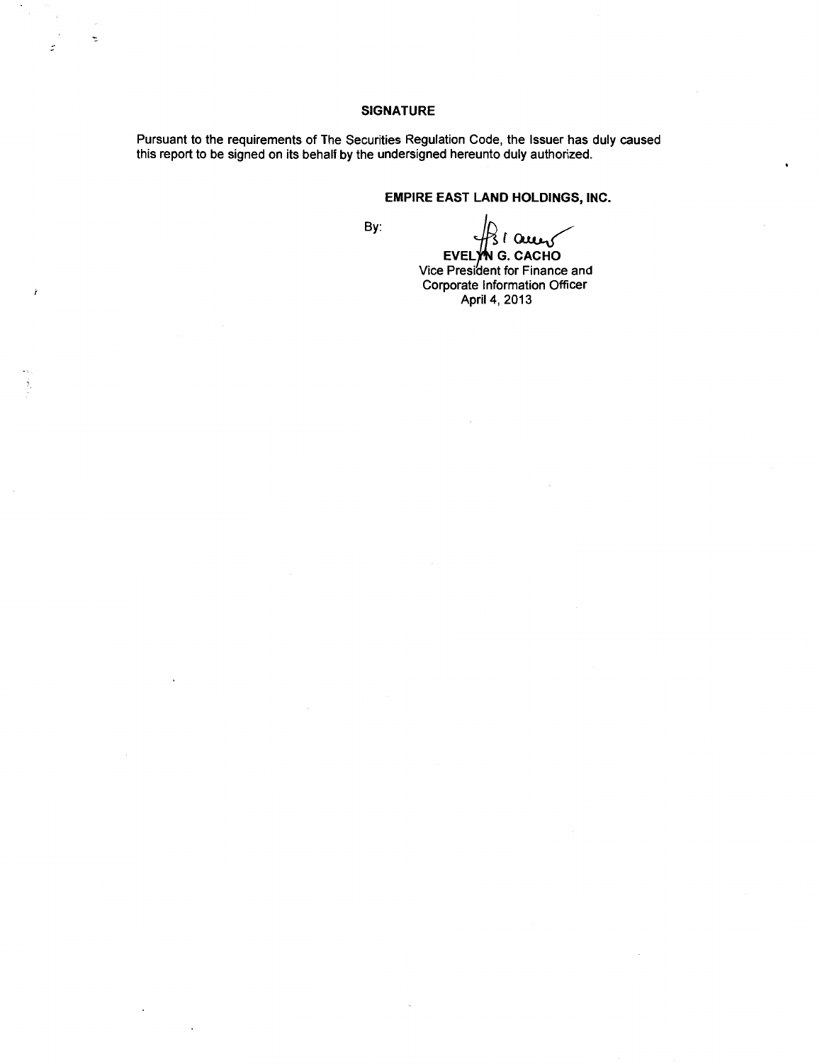## SIGNATURE

Pursuant to the requirements of The Securities Regulation Code, the Issuer has duly caused this report to be signed on its behalf by the undersigned hereunto duly authorized.

**EMPIRE EAST LAND HOLDINGS, INC.**

By:

**EVELYN G. CACHO**
Vice President for Finance and
Corporate Information Officer
April 4, 2013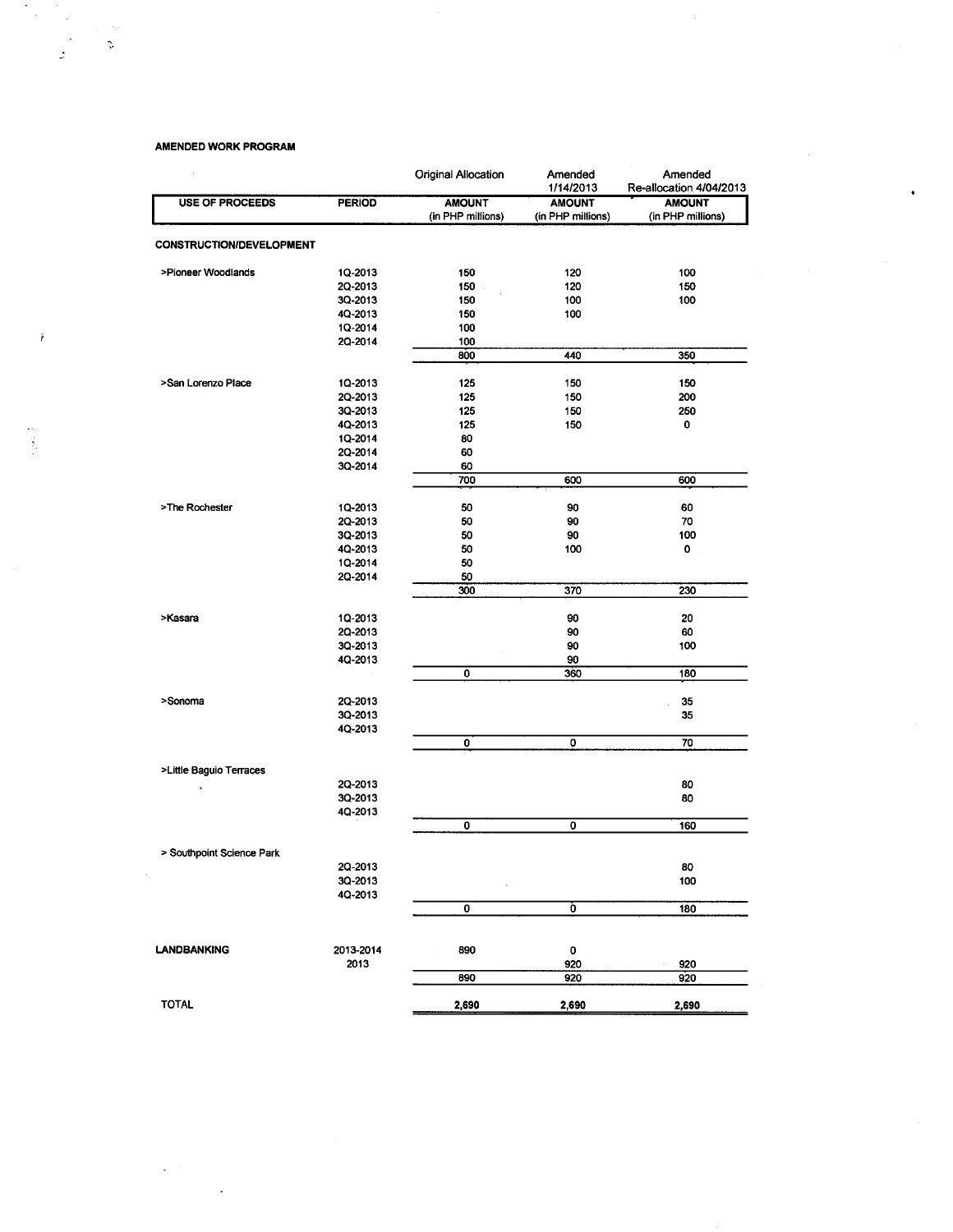**AMENDED WORK PROGRAM**

| USE OF PROCEEDS | PERIOD | Original Allocation AMOUNT (in PHP millions) | Amended 1/14/2013 AMOUNT (in PHP millions) | Amended Re-allocation 4/04/2013 AMOUNT (in PHP millions) |
|---|---|---|---|---|
| **CONSTRUCTION/DEVELOPMENT** | | | | |
| >Pioneer Woodlands | 1Q-2013 | 150 | 120 | 100 |
| | 2Q-2013 | 150 | 120 | 150 |
| | 3Q-2013 | 150 | 100 | 100 |
| | 4Q-2013 | 150 | 100 | |
| | 1Q-2014 | 100 | | |
| | 2Q-2014 | 100 | | |
| | | 800 | 440 | 350 |
| >San Lorenzo Place | 1Q-2013 | 125 | 150 | 150 |
| | 2Q-2013 | 125 | 150 | 200 |
| | 3Q-2013 | 125 | 150 | 250 |
| | 4Q-2013 | 125 | 150 | 0 |
| | 1Q-2014 | 80 | | |
| | 2Q-2014 | 60 | | |
| | 3Q-2014 | 60 | | |
| | | 700 | 600 | 600 |
| >The Rochester | 1Q-2013 | 50 | 90 | 60 |
| | 2Q-2013 | 50 | 90 | 70 |
| | 3Q-2013 | 50 | 90 | 100 |
| | 4Q-2013 | 50 | 100 | 0 |
| | 1Q-2014 | 50 | | |
| | 2Q-2014 | 50 | | |
| | | 300 | 370 | 230 |
| >Kasara | 1Q-2013 | | 90 | 20 |
| | 2Q-2013 | | 90 | 60 |
| | 3Q-2013 | | 90 | 100 |
| | 4Q-2013 | | 90 | |
| | | 0 | 360 | 180 |
| >Sonoma | 2Q-2013 | | | 35 |
| | 3Q-2013 | | | 35 |
| | 4Q-2013 | | | |
| | | 0 | 0 | 70 |
| >Little Baguio Terraces | | | | |
| | 2Q-2013 | | | 80 |
| | 3Q-2013 | | | 80 |
| | 4Q-2013 | | | |
| | | 0 | 0 | 160 |
| > Southpoint Science Park | | | | |
| | 2Q-2013 | | | 80 |
| | 3Q-2013 | | | 100 |
| | 4Q-2013 | | | |
| | | 0 | 0 | 180 |
| **LANDBANKING** | 2013-2014 | 890 | 0 | |
| | 2013 | | 920 | 920 |
| | | 890 | 920 | 920 |
| TOTAL | | 2,690 | 2,690 | 2,690 |